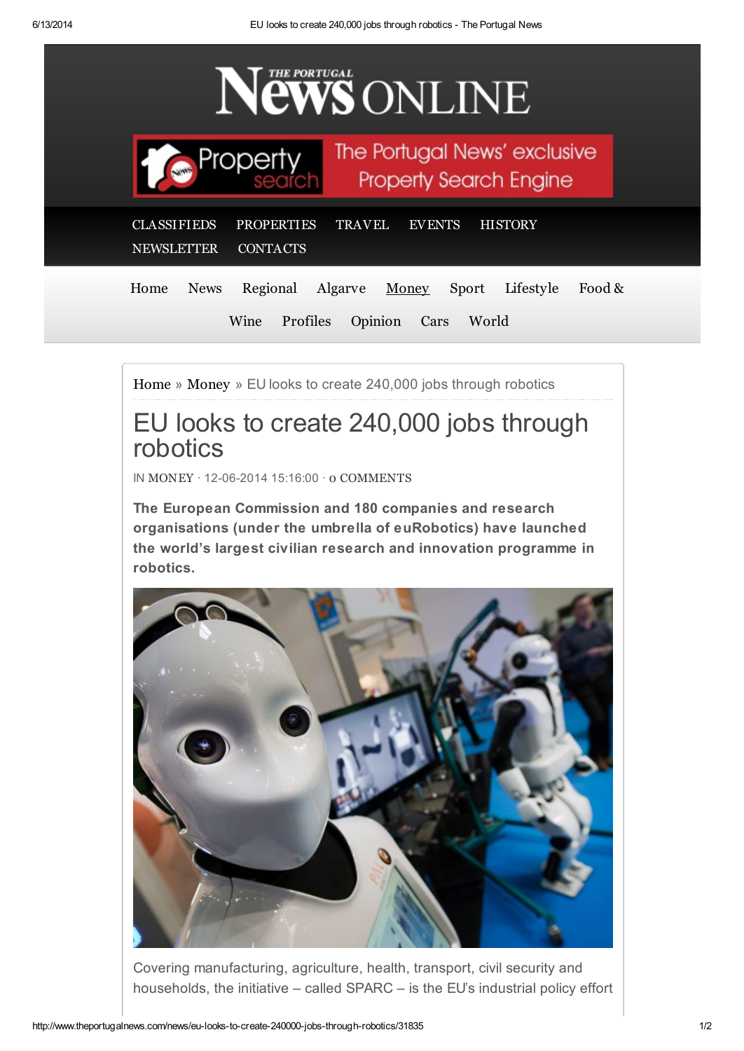# EU looks to create 240,000 jobs through robotics

IN MONEY · 12-06-2014 15:16:00 · 0 COMMENTS

**The European Commission and 180 companies and research organisations (under the umbrella of euRobotics) have launched the world's largest civilian research and innovation programme in robotics.**

Covering manufacturing, agriculture, health, transport, civil security and households, the initiative – called SPARC – is the EU's industrial policy effort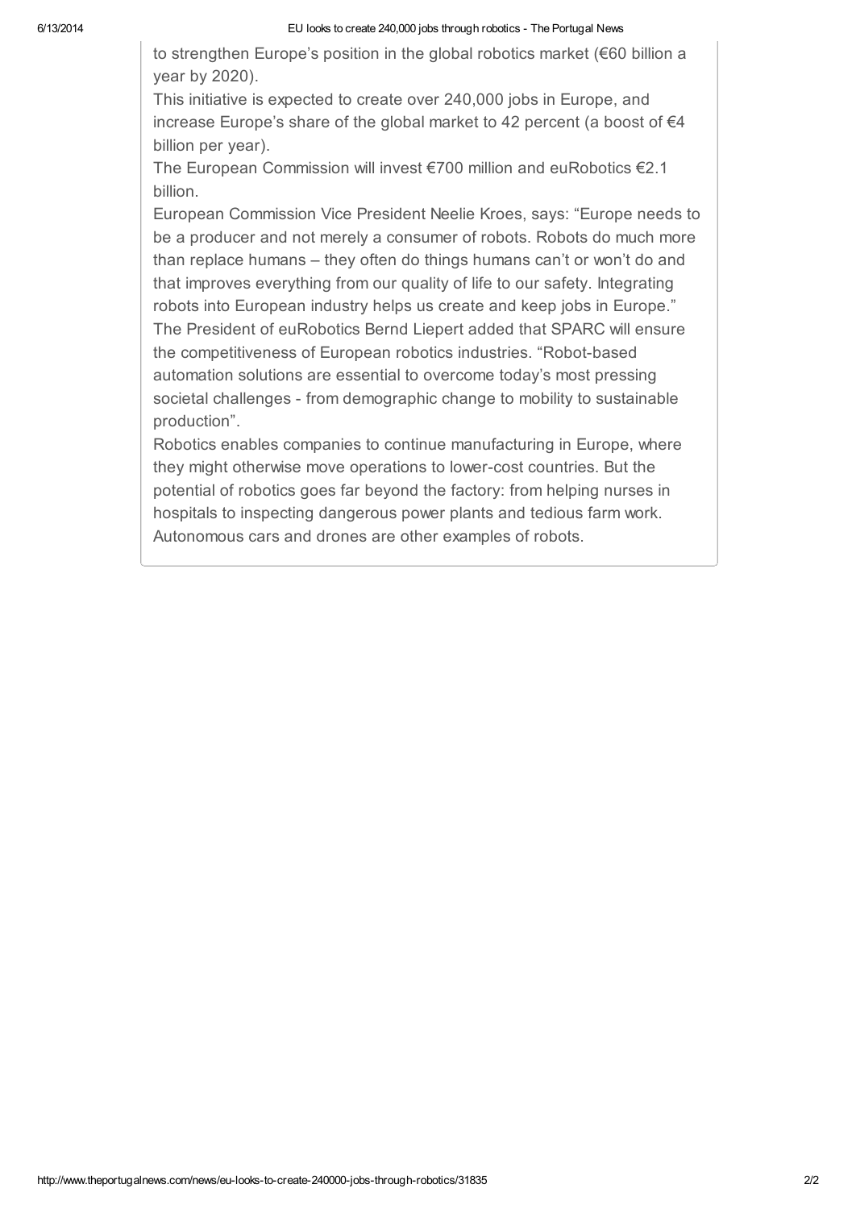to strengthen Europe's position in the global robotics market (€60 billion a year by 2020).

This initiative is expected to create over 240,000 jobs in Europe, and increase Europe's share of the global market to 42 percent (a boost of €4 billion per year).

The European Commission will invest €700 million and euRobotics €2.1 billion.

European Commission Vice President Neelie Kroes, says: "Europe needs to be a producer and not merely a consumer of robots. Robots do much more than replace humans – they often do things humans can't or won't do and that improves everything from our quality of life to our safety. Integrating robots into European industry helps us create and keep jobs in Europe."

The President of euRobotics Bernd Liepert added that SPARC will ensure the competitiveness of European robotics industries. "Robot-based automation solutions are essential to overcome today's most pressing societal challenges - from demographic change to mobility to sustainable production".

Robotics enables companies to continue manufacturing in Europe, where they might otherwise move operations to lower-cost countries. But the potential of robotics goes far beyond the factory: from helping nurses in hospitals to inspecting dangerous power plants and tedious farm work. Autonomous cars and drones are other examples of robots.